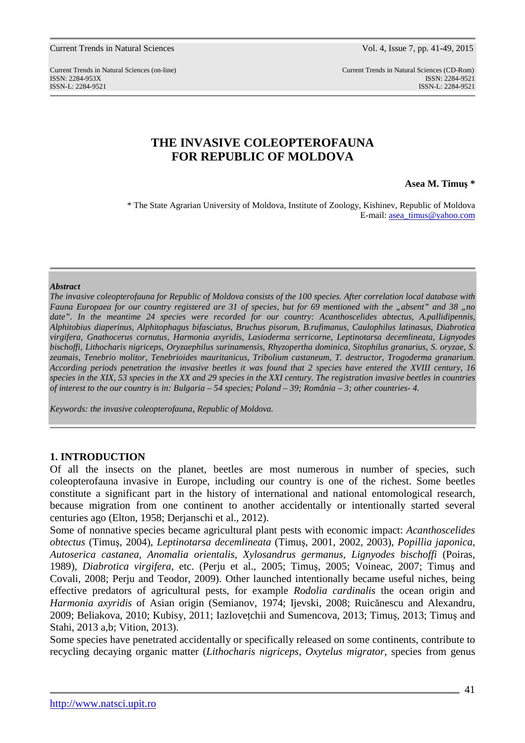# THE INVASIVE COLEOPTEROFAUNA FOR REPUBLIC OF MOLDOVA

**Asea M. Timuş ***

\* The State Agrarian University of Moldova, Institute of Zoology, Kishinev, Republic of Moldova
E-mail: asea_timus@yahoo.com

***Abstract***

*The invasive coleopterofauna for Republic of Moldova consists of the 100 species. After correlation local database with Fauna Europaea for our country registered are 31 of species, but for 69 mentioned with the „absent" and 38 „no date". In the meantime 24 species were recorded for our country: Acanthoscelides abtectus, A.pallidipennis, Alphitobius diaperinus, Alphitophagus bifasciatus, Bruchus pisorum, B.rufimanus, Caulophilus latinasus, Diabrotica virgifera, Gnathocerus cornutus, Harmonia axyridis, Lasioderma serricorne, Leptinotarsa decemlineata, Lignyodes bischoffi, Lithocharis nigriceps, Oryzaephilus surinamensis, Rhyzopertha dominica, Sitophilus granarius, S. oryzae, S. zeamais, Tenebrio molitor, Tenebrioides mauritanicus, Tribolium castaneum, T. destructor, Trogoderma granarium. According periods penetration the invasive beetles it was found that 2 species have entered the XVIII century, 16 species in the XIX, 53 species in the XX and 29 species in the XXI century. The registration invasive beetles in countries of interest to the our country is in: Bulgaria – 54 species; Poland – 39; România – 3; other countries- 4.*

*Keywords: the invasive coleopterofauna, Republic of Moldova.*

## 1. INTRODUCTION

Of all the insects on the planet, beetles are most numerous in number of species, such coleopterofauna invasive in Europe, including our country is one of the richest. Some beetles constitute a significant part in the history of international and national entomological research, because migration from one continent to another accidentally or intentionally started several centuries ago (Elton, 1958; Derjanschi et al., 2012).

Some of nonnative species became agricultural plant pests with economic impact: *Acanthoscelides obtectus* (Timuş, 2004), *Leptinotarsa decemlineata* (Timuş, 2001, 2002, 2003), *Popillia japonica*, *Autoserica castanea*, *Anomalia orientalis*, *Xylosandrus germanus*, *Lignyodes bischoffi* (Poiras, 1989), *Diabrotica virgifera*, etc. (Perju et al., 2005; Timuş, 2005; Voineac, 2007; Timuş and Covali, 2008; Perju and Teodor, 2009). Other launched intentionally became useful niches, being effective predators of agricultural pests, for example *Rodolia cardinalis* the ocean origin and *Harmonia axyridis* of Asian origin (Semianov, 1974; Ijevski, 2008; Ruicănescu and Alexandru, 2009; Beliakova, 2010; Kubisy, 2011; Iazlovețchii and Sumencova, 2013; Timuş, 2013; Timuş and Stahi, 2013 a,b; Vition, 2013).

Some species have penetrated accidentally or specifically released on some continents, contribute to recycling decaying organic matter (*Lithocharis nigriceps*, *Oxytelus migrator*, species from genus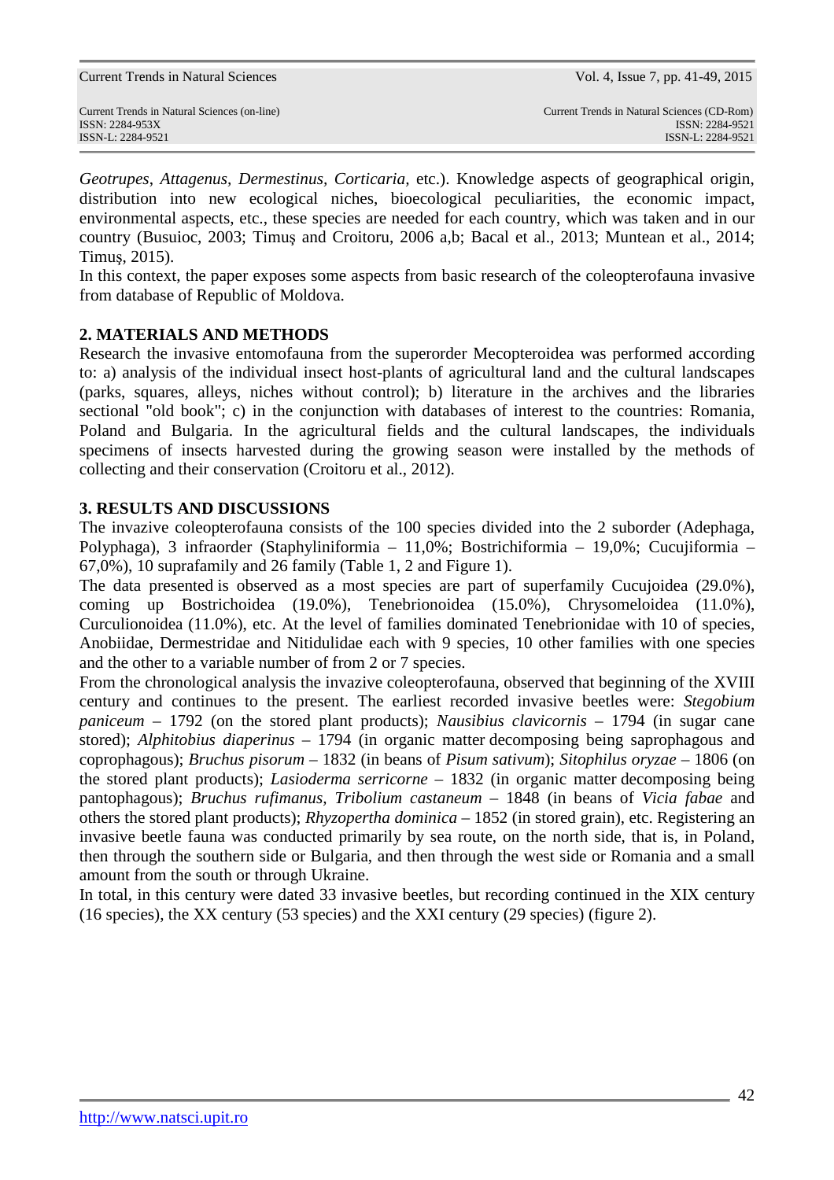*Geotrupes*, *Attagenus*, *Dermestinus*, *Corticaria*, etc.). Knowledge aspects of geographical origin, distribution into new ecological niches, bioecological peculiarities, the economic impact, environmental aspects, etc., these species are needed for each country, which was taken and in our country (Busuioc, 2003; Timuş and Croitoru, 2006 a,b; Bacal et al., 2013; Muntean et al., 2014; Timuş, 2015).

In this context, the paper exposes some aspects from basic research of the coleopterofauna invasive from database of Republic of Moldova.

## 2. MATERIALS AND METHODS

Research the invasive entomofauna from the superorder Mecopteroidea was performed according to: a) analysis of the individual insect host-plants of agricultural land and the cultural landscapes (parks, squares, alleys, niches without control); b) literature in the archives and the libraries sectional "old book"; c) in the conjunction with databases of interest to the countries: Romania, Poland and Bulgaria. In the agricultural fields and the cultural landscapes, the individuals specimens of insects harvested during the growing season were installed by the methods of collecting and their conservation (Croitoru et al., 2012).

## 3. RESULTS AND DISCUSSIONS

The invazive coleopterofauna consists of the 100 species divided into the 2 suborder (Adephaga, Polyphaga), 3 infraorder (Staphyliniformia – 11,0%; Bostrichiformia – 19,0%; Cucujiformia – 67,0%), 10 suprafamily and 26 family (Table 1, 2 and Figure 1).

The data presented is observed as a most species are part of superfamily Cucujoidea (29.0%), coming up Bostrichoidea (19.0%), Tenebrionoidea (15.0%), Chrysomeloidea (11.0%), Curculionoidea (11.0%), etc. At the level of families dominated Tenebrionidae with 10 of species, Anobiidae, Dermestridae and Nitidulidae each with 9 species, 10 other families with one species and the other to a variable number of from 2 or 7 species.

From the chronological analysis the invazive coleopterofauna, observed that beginning of the XVIII century and continues to the present. The earliest recorded invasive beetles were: *Stegobium paniceum* – 1792 (on the stored plant products); *Nausibius clavicornis* – 1794 (in sugar cane stored); *Alphitobius diaperinus* – 1794 (in organic matter decomposing being saprophagous and coprophagous); *Bruchus pisorum* – 1832 (in beans of *Pisum sativum*); *Sitophilus oryzae* – 1806 (on the stored plant products); *Lasioderma serricorne* – 1832 (in organic matter decomposing being pantophagous); *Bruchus rufimanus*, *Tribolium castaneum* – 1848 (in beans of *Vicia fabae* and others the stored plant products); *Rhyzopertha dominica* – 1852 (in stored grain), etc. Registering an invasive beetle fauna was conducted primarily by sea route, on the north side, that is, in Poland, then through the southern side or Bulgaria, and then through the west side or Romania and a small amount from the south or through Ukraine.

In total, in this century were dated 33 invasive beetles, but recording continued in the XIX century (16 species), the XX century (53 species) and the XXI century (29 species) (figure 2).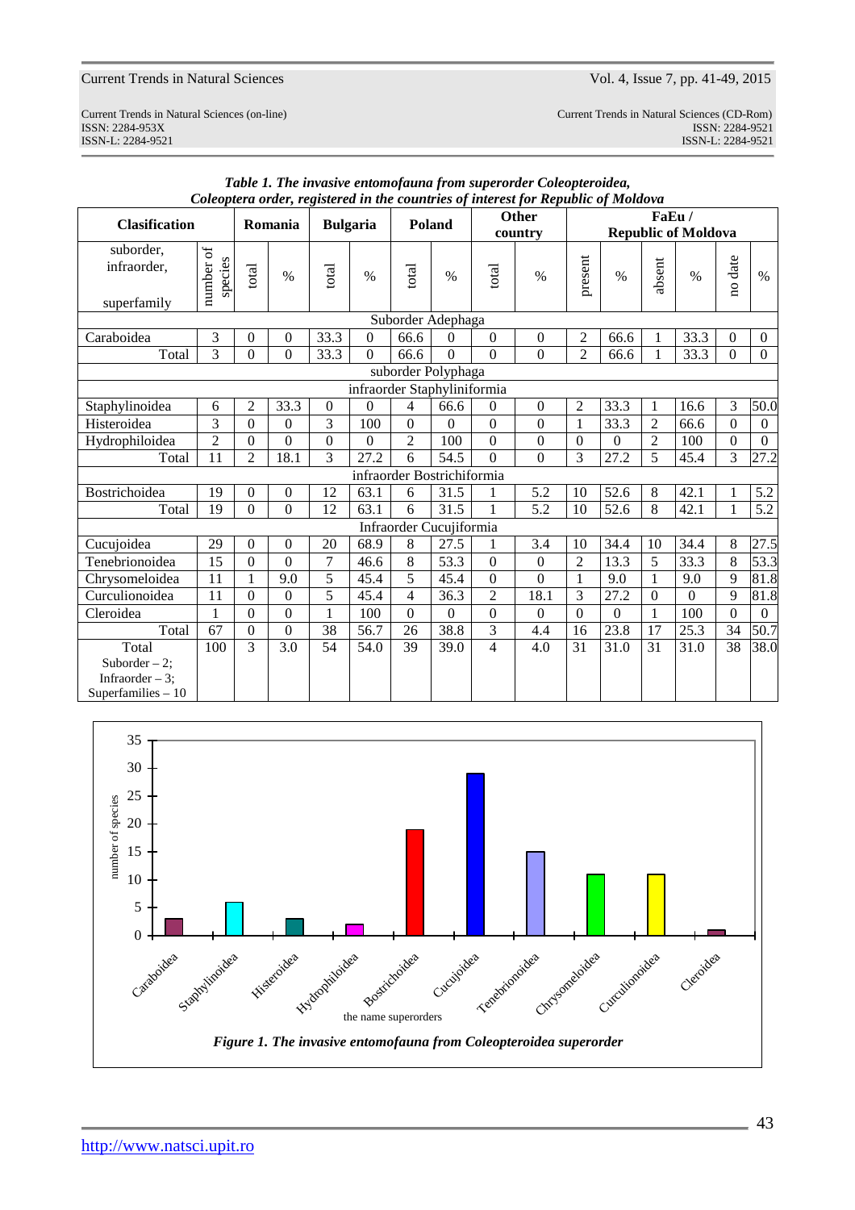***Table 1. The invasive entomofauna from superorder Coleopteroidea, Coleoptera order, registered in the countries of interest for Republic of Moldova***

| Clasification | | Romania | | Bulgaria | | Poland | | Other country | | FaEu / Republic of Moldova | | | | | |
|---|---|---|---|---|---|---|---|---|---|---|---|---|---|---|---|
| suborder, infraorder, superfamily | number of species | total | % | total | % | total | % | total | % | present | % | absent | % | no date | % |
| Suborder Adephaga | | | | | | | | | | | | | | | |
| Caraboidea | 3 | 0 | 0 | 33.3 | 0 | 66.6 | 0 | 0 | 0 | 2 | 66.6 | 1 | 33.3 | 0 | 0 |
| Total | 3 | 0 | 0 | 33.3 | 0 | 66.6 | 0 | 0 | 0 | 2 | 66.6 | 1 | 33.3 | 0 | 0 |
| suborder Polyphaga | | | | | | | | | | | | | | | |
| infraorder Staphyliniformia | | | | | | | | | | | | | | | |
| Staphylinoidea | 6 | 2 | 33.3 | 0 | 0 | 4 | 66.6 | 0 | 0 | 2 | 33.3 | 1 | 16.6 | 3 | 50.0 |
| Histeroidea | 3 | 0 | 0 | 3 | 100 | 0 | 0 | 0 | 0 | 1 | 33.3 | 2 | 66.6 | 0 | 0 |
| Hydrophiloidea | 2 | 0 | 0 | 0 | 0 | 2 | 100 | 0 | 0 | 0 | 0 | 2 | 100 | 0 | 0 |
| Total | 11 | 2 | 18.1 | 3 | 27.2 | 6 | 54.5 | 0 | 0 | 3 | 27.2 | 5 | 45.4 | 3 | 27.2 |
| infraorder Bostrichiformia | | | | | | | | | | | | | | | |
| Bostrichoidea | 19 | 0 | 0 | 12 | 63.1 | 6 | 31.5 | 1 | 5.2 | 10 | 52.6 | 8 | 42.1 | 1 | 5.2 |
| Total | 19 | 0 | 0 | 12 | 63.1 | 6 | 31.5 | 1 | 5.2 | 10 | 52.6 | 8 | 42.1 | 1 | 5.2 |
| Infraorder Cucujiformia | | | | | | | | | | | | | | | |
| Cucujoidea | 29 | 0 | 0 | 20 | 68.9 | 8 | 27.5 | 1 | 3.4 | 10 | 34.4 | 10 | 34.4 | 8 | 27.5 |
| Tenebrionoidea | 15 | 0 | 0 | 7 | 46.6 | 8 | 53.3 | 0 | 0 | 2 | 13.3 | 5 | 33.3 | 8 | 53.3 |
| Chrysomeloidea | 11 | 1 | 9.0 | 5 | 45.4 | 5 | 45.4 | 0 | 0 | 1 | 9.0 | 1 | 9.0 | 9 | 81.8 |
| Curculionoidea | 11 | 0 | 0 | 5 | 45.4 | 4 | 36.3 | 2 | 18.1 | 3 | 27.2 | 0 | 0 | 9 | 81.8 |
| Cleroidea | 1 | 0 | 0 | 1 | 100 | 0 | 0 | 0 | 0 | 0 | 0 | 1 | 100 | 0 | 0 |
| Total | 67 | 0 | 0 | 38 | 56.7 | 26 | 38.8 | 3 | 4.4 | 16 | 23.8 | 17 | 25.3 | 34 | 50.7 |
| Total Suborder – 2; Infraorder – 3; Superfamilies – 10 | 100 | 3 | 3.0 | 54 | 54.0 | 39 | 39.0 | 4 | 4.0 | 31 | 31.0 | 31 | 31.0 | 38 | 38.0 |

***Figure 1. The invasive entomofauna from Coleopteroidea superorder***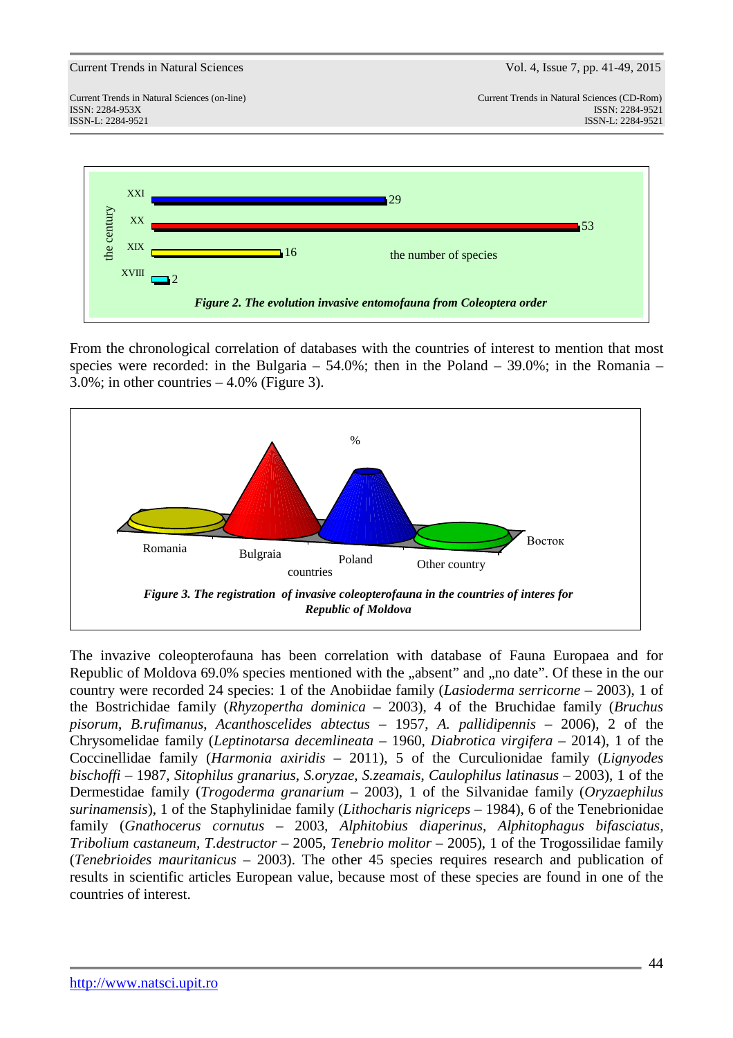*Figure 2. The evolution invasive entomofauna from Coleoptera order*

From the chronological correlation of databases with the countries of interest to mention that most species were recorded: in the Bulgaria – 54.0%; then in the Poland – 39.0%; in the Romania – 3.0%; in other countries – 4.0% (Figure 3).

*Figure 3. The registration of invasive coleopterofauna in the countries of interes for Republic of Moldova*

The invazive coleopterofauna has been correlation with database of Fauna Europaea and for Republic of Moldova 69.0% species mentioned with the „absent" and „no date". Of these in the our country were recorded 24 species: 1 of the Anobiidae family (*Lasioderma serricorne* – 2003), 1 of the Bostrichidae family (*Rhyzopertha dominica* – 2003), 4 of the Bruchidae family (*Bruchus pisorum*, *B.rufimanus*, *Acanthoscelides abtectus* – 1957, *A. pallidipennis* – 2006), 2 of the Chrysomelidae family (*Leptinotarsa decemlineata* – 1960, *Diabrotica virgifera* – 2014), 1 of the Coccinellidae family (*Harmonia axiridis* – 2011), 5 of the Curculionidae family (*Lignyodes bischoffi* – 1987, *Sitophilus granarius*, *S.oryzae*, *S.zeamais*, *Caulophilus latinasus* – 2003), 1 of the Dermestidae family (*Trogoderma granarium* – 2003), 1 of the Silvanidae family (*Oryzaephilus surinamensis*), 1 of the Staphylinidae family (*Lithocharis nigriceps* – 1984), 6 of the Tenebrionidae family (*Gnathocerus cornutus* – 2003, *Alphitobius diaperinus*, *Alphitophagus bifasciatus*, *Tribolium castaneum*, *T.destructor* – 2005, *Tenebrio molitor* – 2005), 1 of the Trogossilidae family (*Tenebrioides mauritanicus* – 2003). The other 45 species requires research and publication of results in scientific articles European value, because most of these species are found in one of the countries of interest.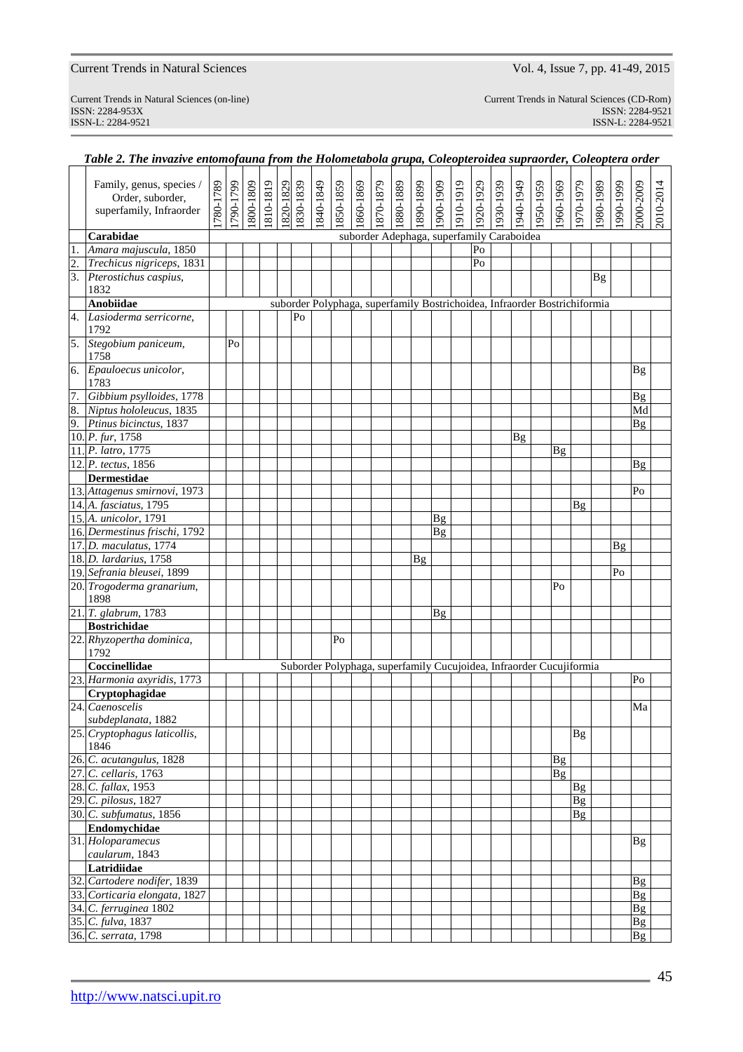***Table 2. The invazive entomofauna from the Holometabola grupa, Coleopteroidea supraorder, Coleoptera order***

| | Family, genus, species / Order, suborder, superfamily, Infraorder | 1780-1789 | 1790-1799 | 1800-1809 | 1810-1819 | 1820-1829 | 1830-1839 | 1840-1849 | 1850-1859 | 1860-1869 | 1870-1879 | 1880-1889 | 1890-1899 | 1900-1909 | 1910-1919 | 1920-1929 | 1930-1939 | 1940-1949 | 1950-1959 | 1960-1969 | 1970-1979 | 1980-1989 | 1990-1999 | 2000-2009 | 2010-2014 |
|---|---|---|---|---|---|---|---|---|---|---|---|---|---|---|---|---|---|---|---|---|---|---|---|---|---|
| | **Carabidae** | suborder Adephaga, superfamily Caraboidea | | | | | | | | | | | | | | | | | | | | | | | |
| 1. | *Amara majuscula*, 1850 | | | | | | | | | | | | | | | Po | | | | | | | | | |
| 2. | *Trechicus nigriceps*, 1831 | | | | | | | | | | | | | | | Po | | | | | | | | | |
| 3. | *Pterostichus caspius*, 1832 | | | | | | | | | | | | | | | | | | | | | Bg | | | |
| | **Anobiidae** | suborder Polyphaga, superfamily Bostrichoidea, Infraorder Bostrichiformia | | | | | | | | | | | | | | | | | | | | | | | |
| 4. | *Lasioderma serricorne*, 1792 | | | | | | Po | | | | | | | | | | | | | | | | | | |
| 5. | *Stegobium paniceum*, 1758 | | Po | | | | | | | | | | | | | | | | | | | | | | |
| 6. | *Epauloecus unicolor*, 1783 | | | | | | | | | | | | | | | | | | | | | | | Bg | |
| 7. | *Gibbium psylloides*, 1778 | | | | | | | | | | | | | | | | | | | | | | | Bg | |
| 8. | *Niptus hololeucus*, 1835 | | | | | | | | | | | | | | | | | | | | | | | Md | |
| 9. | *Ptinus bicinctus*, 1837 | | | | | | | | | | | | | | | | | | | | | | | Bg | |
| 10. | *P. fur*, 1758 | | | | | | | | | | | | | | | | | Bg | | | | | | | |
| 11. | *P. latro*, 1775 | | | | | | | | | | | | | | | | | | | Bg | | | | | |
| 12. | *P. tectus*, 1856 | | | | | | | | | | | | | | | | | | | | | | | Bg | |
| | **Dermestidae** | | | | | | | | | | | | | | | | | | | | | | | | |
| 13. | *Attagenus smirnovi*, 1973 | | | | | | | | | | | | | | | | | | | | | | | Po | |
| 14. | *A. fasciatus*, 1795 | | | | | | | | | | | | | | | | | | | | Bg | | | | |
| 15. | *A. unicolor*, 1791 | | | | | | | | | | | | | Bg | | | | | | | | | | | |
| 16. | *Dermestinus frischi*, 1792 | | | | | | | | | | | | | Bg | | | | | | | | | | | |
| 17. | *D. maculatus*, 1774 | | | | | | | | | | | | | | | | | | | | | | Bg | | |
| 18. | *D. lardarius*, 1758 | | | | | | | | | | | | Bg | | | | | | | | | | | | |
| 19. | *Sefrania bleusei*, 1899 | | | | | | | | | | | | | | | | | | | | | | Po | | |
| 20. | *Trogoderma granarium*, 1898 | | | | | | | | | | | | | | | | | | | Po | | | | | |
| 21. | *T. glabrum*, 1783 | | | | | | | | | | | | | Bg | | | | | | | | | | | |
| | **Bostrichidae** | | | | | | | | | | | | | | | | | | | | | | | | |
| 22. | *Rhyzopertha dominica*, 1792 | | | | | | | | Po | | | | | | | | | | | | | | | | |
| | **Coccinellidae** | Suborder Polyphaga, superfamily Cucujoidea, Infraorder Cucujiformia | | | | | | | | | | | | | | | | | | | | | | | |
| 23. | *Harmonia axyridis*, 1773 | | | | | | | | | | | | | | | | | | | | | | | Po | |
| | **Cryptophagidae** | | | | | | | | | | | | | | | | | | | | | | | | |
| 24. | *Caenoscelis subdeplanata*, 1882 | | | | | | | | | | | | | | | | | | | | | | | Ma | |
| 25. | *Cryptophagus laticollis*, 1846 | | | | | | | | | | | | | | | | | | | | Bg | | | | |
| 26. | *C. acutangulus*, 1828 | | | | | | | | | | | | | | | | | | | Bg | | | | | |
| 27. | *C. cellaris*, 1763 | | | | | | | | | | | | | | | | | | | Bg | | | | | |
| 28. | *C. fallax*, 1953 | | | | | | | | | | | | | | | | | | | | Bg | | | | |
| 29. | *C. pilosus*, 1827 | | | | | | | | | | | | | | | | | | | | Bg | | | | |
| 30. | *C. subfumatus*, 1856 | | | | | | | | | | | | | | | | | | | | Bg | | | | |
| | **Endomychidae** | | | | | | | | | | | | | | | | | | | | | | | | |
| 31. | *Holoparamecus caularum*, 1843 | | | | | | | | | | | | | | | | | | | | | | | Bg | |
| | **Latridiidae** | | | | | | | | | | | | | | | | | | | | | | | | |
| 32. | *Cartodere nodifer*, 1839 | | | | | | | | | | | | | | | | | | | | | | | Bg | |
| 33. | *Corticaria elongata*, 1827 | | | | | | | | | | | | | | | | | | | | | | | Bg | |
| 34. | *C. ferruginea* 1802 | | | | | | | | | | | | | | | | | | | | | | | Bg | |
| 35. | *C. fulva*, 1837 | | | | | | | | | | | | | | | | | | | | | | | Bg | |
| 36. | *C. serrata*, 1798 | | | | | | | | | | | | | | | | | | | | | | | Bg | |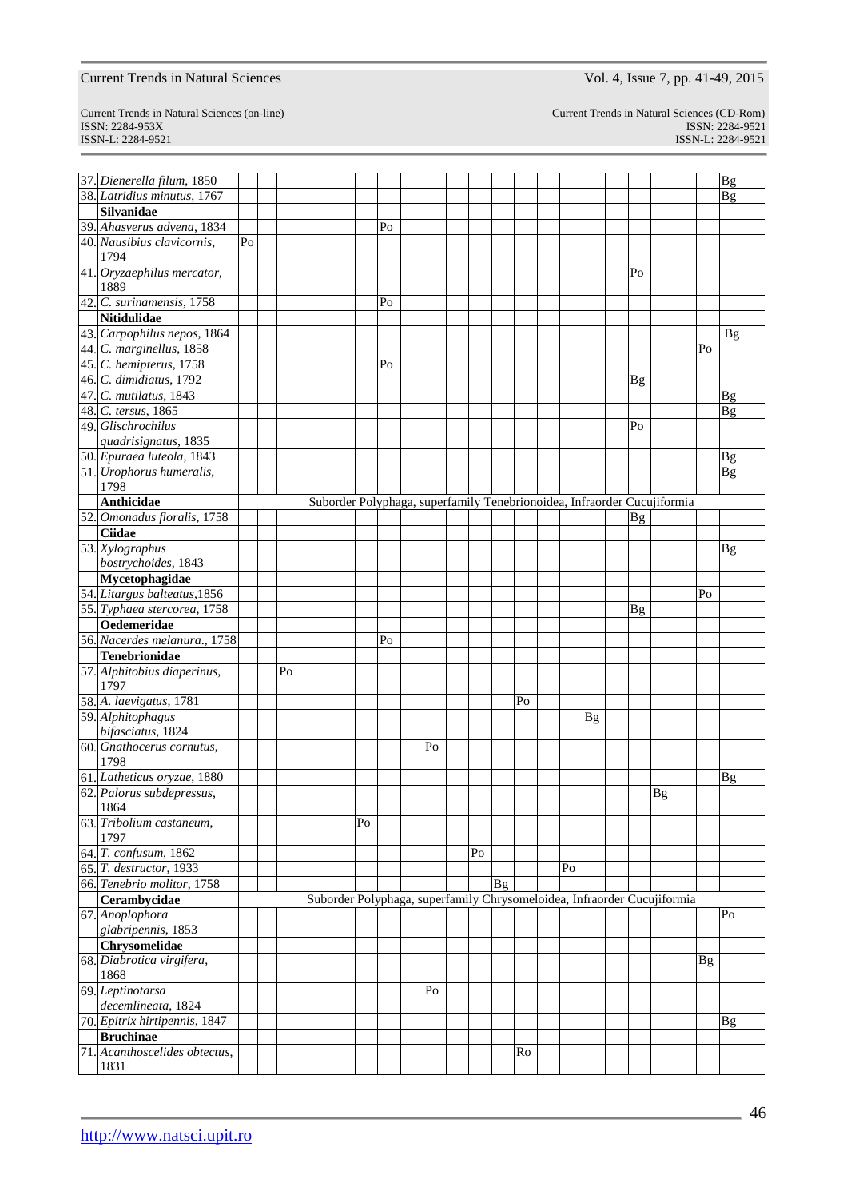| | | | | | | | | | | | | | | | | | | | | | | | | | |
|---|---|---|---|---|---|---|---|---|---|---|---|---|---|---|---|---|---|---|---|---|---|---|---|---|---|
| 37. | *Dienerella filum*, 1850 | | | | | | | | | | | | | | | | | | | | | | | Bg | |
| 38. | *Latridius minutus*, 1767 | | | | | | | | | | | | | | | | | | | | | | | Bg | |
| | **Silvanidae** | | | | | | | | | | | | | | | | | | | | | | | | |
| 39. | *Ahasverus advena*, 1834 | | | | | | | | Po | | | | | | | | | | | | | | | | |
| 40. | *Nausibius clavicornis*, 1794 | Po | | | | | | | | | | | | | | | | | | | | | | | |
| 41. | *Oryzaephilus mercator*, 1889 | | | | | | | | | | | | | | | | | | | Po | | | | | |
| 42. | *O. surinamensis*, 1758 | | | | | | | | Po | | | | | | | | | | | | | | | | |
| | **Nitidulidae** | | | | | | | | | | | | | | | | | | | | | | | | |
| 43. | *Carpophilus nepos*, 1864 | | | | | | | | | | | | | | | | | | | | | | | Bg | |
| 44. | *C. marginellus*, 1858 | | | | | | | | | | | | | | | | | | | | | | Po | | |
| 45. | *C. hemipterus*, 1758 | | | | | | | | Po | | | | | | | | | | | | | | | | |
| 46. | *C. dimidiatus*, 1792 | | | | | | | | | | | | | | | | | | | Bg | | | | | |
| 47. | *C. mutilatus*, 1843 | | | | | | | | | | | | | | | | | | | | | | | Bg | |
| 48. | *C. tersus*, 1865 | | | | | | | | | | | | | | | | | | | | | | | Bg | |
| 49. | *Glischrochilus quadrisignatus*, 1835 | | | | | | | | | | | | | | | | | | | Po | | | | | |
| 50. | *Epuraea luteola*, 1843 | | | | | | | | | | | | | | | | | | | | | | | Bg | |
| 51. | *Urophorus humeralis*, 1798 | | | | | | | | | | | | | | | | | | | | | | | Bg | |
| | **Anthicidae** | Suborder Polyphaga, superfamily Tenebrionoidea, Infraorder Cucujiformia | | | | | | | | | | | | | | | | | | | | | | | |
| 52. | *Omonadus floralis*, 1758 | | | | | | | | | | | | | | | | | | | Bg | | | | | |
| | **Ciidae** | | | | | | | | | | | | | | | | | | | | | | | | |
| 53. | *Xylographus bostrychoides*, 1843 | | | | | | | | | | | | | | | | | | | | | | | Bg | |
| | **Mycetophagidae** | | | | | | | | | | | | | | | | | | | | | | | | |
| 54. | *Litargus balteatus*,1856 | | | | | | | | | | | | | | | | | | | | | | Po | | |
| 55. | *Typhaea stercorea*, 1758 | | | | | | | | | | | | | | | | | | | Bg | | | | | |
| | **Oedemeridae** | | | | | | | | | | | | | | | | | | | | | | | | |
| 56. | *Nacerdes melanura*., 1758 | | | | | | | | Po | | | | | | | | | | | | | | | | |
| | **Tenebrionidae** | | | | | | | | | | | | | | | | | | | | | | | | |
| 57. | *Alphitobius diaperinus*, 1797 | | | Po | | | | | | | | | | | | | | | | | | | | | |
| 58. | *A. laevigatus*, 1781 | | | | | | | | | | | | | | Po | | | | | | | | | | |
| 59. | *Alphitophagus bifasciatus*, 1824 | | | | | | | | | | | | | | | | | Bg | | | | | | | |
| 60. | *Gnathocerus cornutus*, 1798 | | | | | | | | | | Po | | | | | | | | | | | | | | |
| 61. | *Latheticus oryzae*, 1880 | | | | | | | | | | | | | | | | | | | | | | | Bg | |
| 62. | *Palorus subdepressus*, 1864 | | | | | | | | | | | | | | | | | | | | Bg | | | | |
| 63. | *Tribolium castaneum*, 1797 | | | | | | | Po | | | | | | | | | | | | | | | | | |
| 64. | *T. confusum*, 1862 | | | | | | | | | | | | Po | | | | | | | | | | | | |
| 65. | *T. destructor*, 1933 | | | | | | | | | | | | | | | | Po | | | | | | | | |
| 66. | *Tenebrio molitor*, 1758 | | | | | | | | | | | | | Bg | | | | | | | | | | | |
| | **Cerambycidae** | Suborder Polyphaga, superfamily Chrysomeloidea, Infraorder Cucujiformia | | | | | | | | | | | | | | | | | | | | | | | |
| 67. | *Anoplophora glabripennis*, 1853 | | | | | | | | | | | | | | | | | | | | | | | Po | |
| | **Chrysomelidae** | | | | | | | | | | | | | | | | | | | | | | | | |
| 68. | *Diabrotica virgifera*, 1868 | | | | | | | | | | | | | | | | | | | | | | Bg | | |
| 69. | *Leptinotarsa decemlineata*, 1824 | | | | | | | | | | Po | | | | | | | | | | | | | | |
| 70. | *Epitrix hirtipennis*, 1847 | | | | | | | | | | | | | | | | | | | | | | | Bg | |
| | **Bruchinae** | | | | | | | | | | | | | | | | | | | | | | | | |
| 71. | *Acanthoscelides obtectus*, 1831 | | | | | | | | | | | | | | Ro | | | | | | | | | | |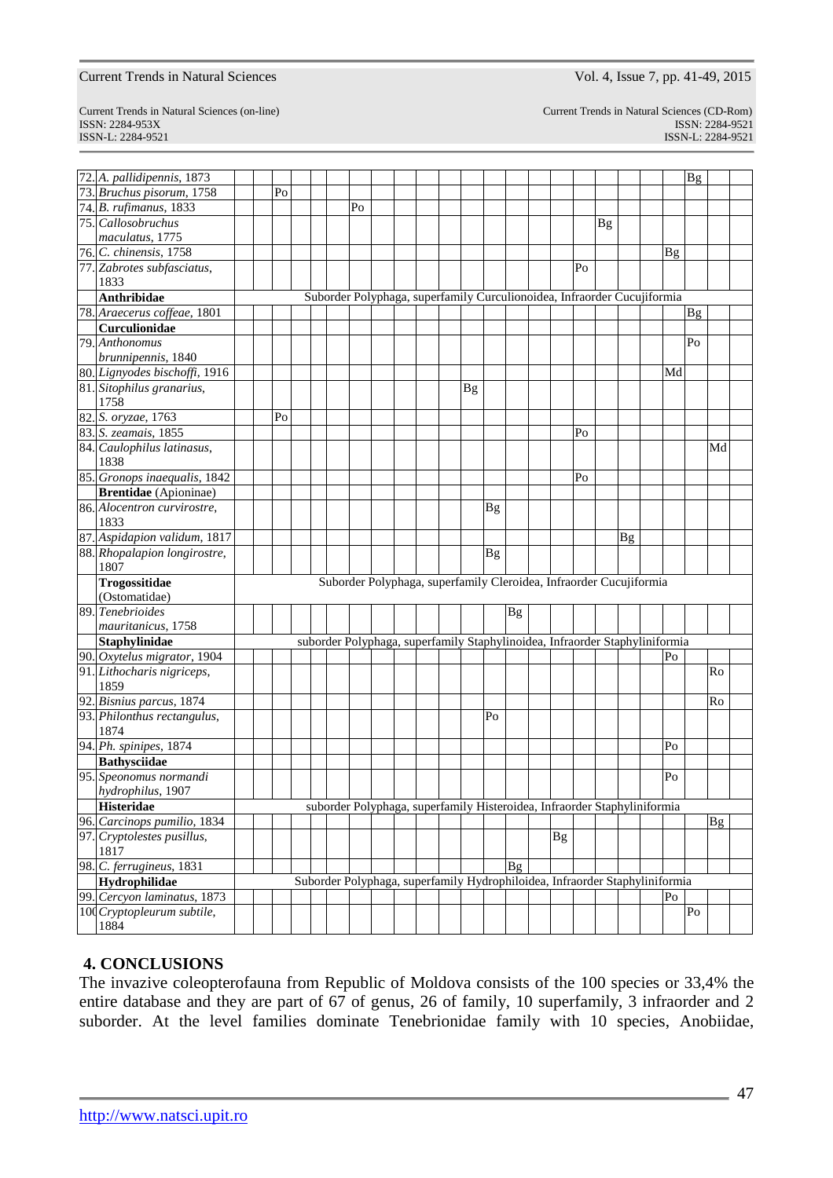| | | | | | | | | | | | | | | | | | | | | | | | | | |
|---|---|---|---|---|---|---|---|---|---|---|---|---|---|---|---|---|---|---|---|---|---|---|---|---|---|
| 72. | *A. pallidipennis*, 1873 | | | | | | | | | | | | | | | | | | | | | Bg | | | |
| 73. | *Bruchus pisorum*, 1758 | | | Po | | | | | | | | | | | | | | | | | | | | | |
| 74. | *B. rufimanus*, 1833 | | | | | | | Po | | | | | | | | | | | | | | | | | |
| 75. | *Callosobruchus maculatus*, 1775 | | | | | | | | | | | | | | | | | | Bg | | | | | | |
| 76. | *C. chinensis*, 1758 | | | | | | | | | | | | | | | | | | | | | Bg | | | |
| 77. | *Zabrotes subfasciatus*, 1833 | | | | | | | | | | | | | | | | | Po | | | | | | | |
| | **Anthribidae** | Suborder Polyphaga, superfamily Curculionoidea, Infraorder Cucujiformia | | | | | | | | | | | | | | | | | | | | | | | |
| 78. | *Araecerus coffeae*, 1801 | | | | | | | | | | | | | | | | | | | | | | Bg | | |
| | **Curculionidae** | | | | | | | | | | | | | | | | | | | | | | | | |
| 79. | *Anthonomus brunnipennis*, 1840 | | | | | | | | | | | | | | | | | | | | | | Po | | |
| 80. | *Lignyodes bischoffi*, 1916 | | | | | | | | | | | | | | | | | | | | | Md | | | |
| 81. | *Sitophilus granarius*, 1758 | | | | | | | | | | | | Bg | | | | | | | | | | | | |
| 82. | *S. oryzae*, 1763 | | | Po | | | | | | | | | | | | | | | | | | | | | |
| 83. | *S. zeamais*, 1855 | | | | | | | | | | | | | | | | | Po | | | | | | | |
| 84. | *Caulophilus latinasus*, 1838 | | | | | | | | | | | | | | | | | | | | | | | Md | |
| 85. | *Gronops inaequalis*, 1842 | | | | | | | | | | | | | | | | | Po | | | | | | | |
| | **Brentidae** (Apioninae) | | | | | | | | | | | | | | | | | | | | | | | | |
| 86. | *Alocentron curvirostre*, 1833 | | | | | | | | | | | | | Bg | | | | | | | | | | | |
| 87. | *Aspidapion validum*, 1817 | | | | | | | | | | | | | | | | | | | Bg | | | | | |
| 88. | *Rhopalapion longirostre*, 1807 | | | | | | | | | | | | | Bg | | | | | | | | | | | |
| | **Trogossitidae** (Ostomatidae) | Suborder Polyphaga, superfamily Cleroidea, Infraorder Cucujiformia | | | | | | | | | | | | | | | | | | | | | | | |
| 89. | *Tenebrioides mauritanicus*, 1758 | | | | | | | | | | | | | | Bg | | | | | | | | | | |
| | **Staphylinidae** | suborder Polyphaga, superfamily Staphylinoidea, Infraorder Staphyliniformia | | | | | | | | | | | | | | | | | | | | | | | |
| 90. | *Oxytelus migrator*, 1904 | | | | | | | | | | | | | | | | | | | | | Po | | | |
| 91. | *Lithocharis nigriceps*, 1859 | | | | | | | | | | | | | | | | | | | | | | | Ro | |
| 92. | *Bisnius parcus*, 1874 | | | | | | | | | | | | | | | | | | | | | | | Ro | |
| 93. | *Philonthus rectangulus*, 1874 | | | | | | | | | | | | | Po | | | | | | | | | | | |
| 94. | *Ph. spinipes*, 1874 | | | | | | | | | | | | | | | | | | | | | Po | | | |
| | **Bathysciidae** | | | | | | | | | | | | | | | | | | | | | | | | |
| 95. | *Speonomus normandi hydrophilus*, 1907 | | | | | | | | | | | | | | | | | | | | | Po | | | |
| | **Histeridae** | suborder Polyphaga, superfamily Histeroidea, Infraorder Staphyliniformia | | | | | | | | | | | | | | | | | | | | | | | |
| 96. | *Carcinops pumilio*, 1834 | | | | | | | | | | | | | | | | | | | | | | | Bg | |
| 97. | *Cryptolestes pusillus*, 1817 | | | | | | | | | | | | | | | | Bg | | | | | | | | |
| 98. | *C. ferrugineus*, 1831 | | | | | | | | | | | | | | Bg | | | | | | | | | | |
| | **Hydrophilidae** | Suborder Polyphaga, superfamily Hydrophiloidea, Infraorder Staphyliniformia | | | | | | | | | | | | | | | | | | | | | | | |
| 99. | *Cercyon laminatus*, 1873 | | | | | | | | | | | | | | | | | | | | | Po | | | |
| 100 | *Cryptopleurum subtile*, 1884 | | | | | | | | | | | | | | | | | | | | | | Po | | |

## 4. CONCLUSIONS

The invazive coleopterofauna from Republic of Moldova consists of the 100 species or 33,4% the entire database and they are part of 67 of genus, 26 of family, 10 superfamily, 3 infraorder and 2 suborder. At the level families dominate Tenebrionidae family with 10 species, Anobiidae,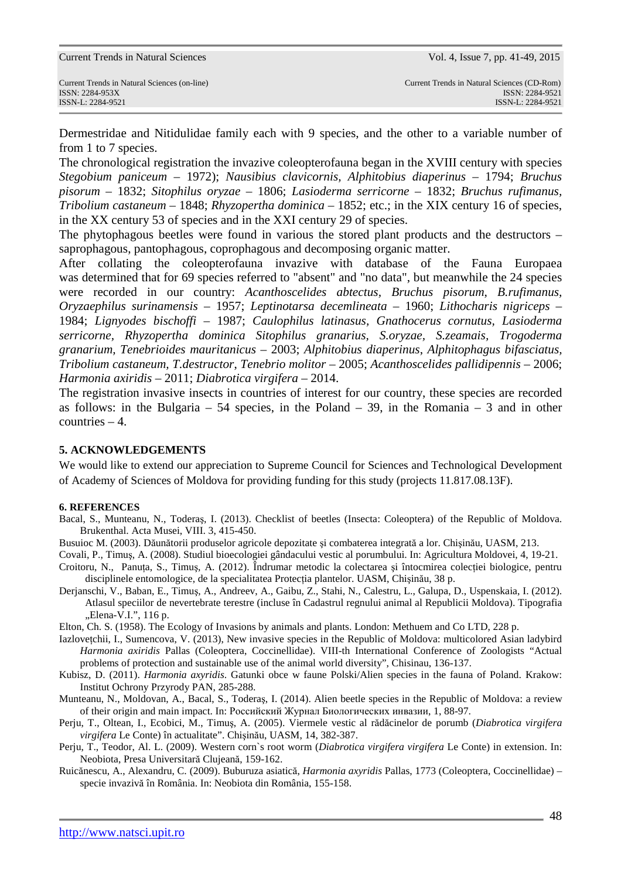Dermestridae and Nitidulidae family each with 9 species, and the other to a variable number of from 1 to 7 species.

The chronological registration the invazive coleopterofauna began in the XVIII century with species *Stegobium paniceum* – 1972); *Nausibius clavicornis, Alphitobius diaperinus* – 1794; *Bruchus pisorum* – 1832; *Sitophilus oryzae* – 1806; *Lasioderma serricorne* – 1832; *Bruchus rufimanus, Tribolium castaneum* – 1848; *Rhyzopertha dominica* – 1852; etc.; in the XIX century 16 of species, in the XX century 53 of species and in the XXI century 29 of species.

The phytophagous beetles were found in various the stored plant products and the destructors – saprophagous, pantophagous, coprophagous and decomposing organic matter.

After collating the coleopterofauna invazive with database of the Fauna Europaea was determined that for 69 species referred to "absent" and "no data", but meanwhile the 24 species were recorded in our country: *Acanthoscelides abtectus, Bruchus pisorum, B.rufimanus, Oryzaephilus surinamensis* – 1957; *Leptinotarsa decemlineata* – 1960; *Lithocharis nigriceps* – 1984; *Lignyodes bischoffi* – 1987; *Caulophilus latinasus, Gnathocerus cornutus, Lasioderma serricorne, Rhyzopertha dominica Sitophilus granarius, S.oryzae, S.zeamais, Trogoderma granarium, Tenebrioides mauritanicus* – 2003; *Alphitobius diaperinus, Alphitophagus bifasciatus, Tribolium castaneum, T.destructor, Tenebrio molitor* – 2005; *Acanthoscelides pallidipennis* – 2006; *Harmonia axiridis* – 2011; *Diabrotica virgifera* – 2014.

The registration invasive insects in countries of interest for our country, these species are recorded as follows: in the Bulgaria – 54 species, in the Poland – 39, in the Romania – 3 and in other countries – 4.

## 5. ACKNOWLEDGEMENTS

We would like to extend our appreciation to Supreme Council for Sciences and Technological Development of Academy of Sciences of Moldova for providing funding for this study (projects 11.817.08.13F).

## 6. REFERENCES

Bacal, S., Munteanu, N., Toderaş, I. (2013). Checklist of beetles (Insecta: Coleoptera) of the Republic of Moldova. Brukenthal. Acta Musei, VIII. 3, 415-450.

Busuioc M. (2003). Dăunătorii produselor agricole depozitate şi combaterea integrată a lor. Chişinău, UASM, 213.

Covali, P., Timuş, A. (2008). Studiul bioecologiei gândacului vestic al porumbului. In: Agricultura Moldovei, 4, 19-21.

Croitoru, N., Panuţa, S., Timuş, A. (2012). Îndrumar metodic la colectarea şi întocmirea colecţiei biologice, pentru disciplinele entomologice, de la specialitatea Protecţia plantelor. UASM, Chişinău, 38 p.

Derjanschi, V., Baban, E., Timuş, A., Andreev, A., Gaibu, Z., Stahi, N., Calestru, L., Galupa, D., Uspenskaia, I. (2012). Atlasul speciilor de nevertebrate terestre (incluse în Cadastrul regnului animal al Republicii Moldova). Tipografia „Elena-V.I.", 116 p.

Elton, Ch. S. (1958). The Ecology of Invasions by animals and plants. London: Methuem and Co LTD, 228 p.

Iazloveţchii, I., Sumencova, V. (2013), New invasive species in the Republic of Moldova: multicolored Asian ladybird *Harmonia axiridis* Pallas (Coleoptera, Coccinellidae). VIII-th International Conference of Zoologists "Actual problems of protection and sustainable use of the animal world diversity", Chisinau, 136-137.

Kubisz, D. (2011). *Harmonia axyridis*. Gatunki obce w faune Polski/Alien species in the fauna of Poland. Krakow: Institut Ochrony Przyrody PAN, 285-288.

Munteanu, N., Moldovan, A., Bacal, S., Toderaş, I. (2014). Alien beetle species in the Republic of Moldova: a review of their origin and main impact. In: Российский Журнал Биологических инвазии, 1, 88-97.

Perju, T., Oltean, I., Ecobici, M., Timuş, A. (2005). Viermele vestic al rădăcinelor de porumb (*Diabrotica virgifera virgifera* Le Conte) în actualitate". Chişinău, UASM, 14, 382-387.

Perju, T., Teodor, Al. L. (2009). Western corn`s root worm (*Diabrotica virgifera virgifera* Le Conte) in extension. In: Neobiota, Presa Universitară Clujeană, 159-162.

Ruicănescu, A., Alexandru, C. (2009). Buburuza asiatică, *Harmonia axyridis* Pallas, 1773 (Coleoptera, Coccinellidae) – specie invazivă în România. In: Neobiota din România, 155-158.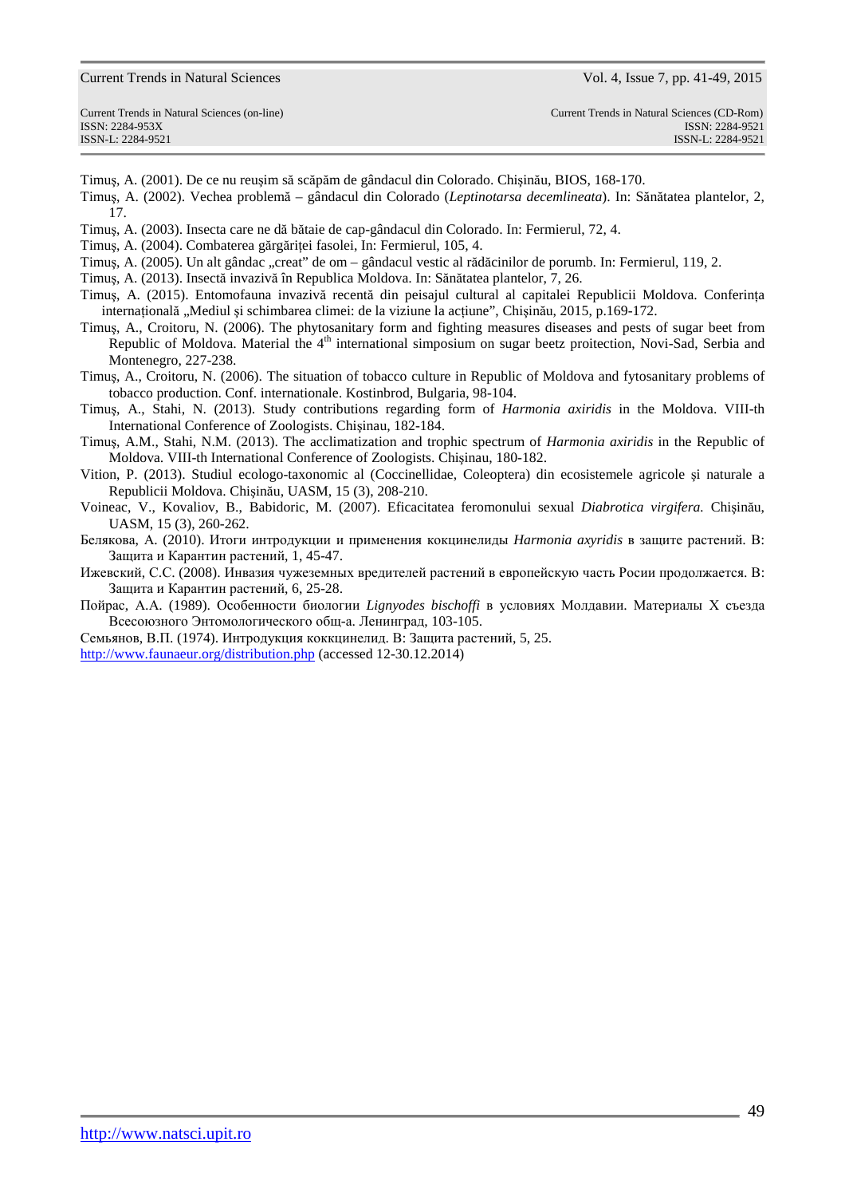Timuş, A. (2001). De ce nu reuşim să scăpăm de gândacul din Colorado. Chişinău, BIOS, 168-170.

Timuş, A. (2002). Vechea problemă – gândacul din Colorado (*Leptinotarsa decemlineata*). In: Sănătatea plantelor, 2, 17.

Timuş, A. (2003). Insecta care ne dă bătaie de cap-gândacul din Colorado. In: Fermierul, 72, 4.

Timuş, A. (2004). Combaterea gărgăriţei fasolei, In: Fermierul, 105, 4.

Timuş, A. (2005). Un alt gândac „creat" de om – gândacul vestic al rădăcinilor de porumb. In: Fermierul, 119, 2.

Timuş, A. (2013). Insectă invazivă în Republica Moldova. In: Sănătatea plantelor, 7, 26.

Timuş, A. (2015). Entomofauna invazivă recentă din peisajul cultural al capitalei Republicii Moldova. Conferinţa internaţională „Mediul şi schimbarea climei: de la viziune la acţiune", Chişinău, 2015, p.169-172.

Timuş, A., Croitoru, N. (2006). The phytosanitary form and fighting measures diseases and pests of sugar beet from Republic of Moldova. Material the 4th international simposium on sugar beetz proitection, Novi-Sad, Serbia and Montenegro, 227-238.

Timuş, A., Croitoru, N. (2006). The situation of tobacco culture in Republic of Moldova and fytosanitary problems of tobacco production. Conf. internationale. Kostinbrod, Bulgaria, 98-104.

Timuş, A., Stahi, N. (2013). Study contributions regarding form of *Harmonia axiridis* in the Moldova. VIII-th International Conference of Zoologists. Chişinau, 182-184.

Timuş, A.M., Stahi, N.M. (2013). The acclimatization and trophic spectrum of *Harmonia axiridis* in the Republic of Moldova. VIII-th International Conference of Zoologists. Chişinau, 180-182.

Vition, P. (2013). Studiul ecologo-taxonomic al (Coccinellidae, Coleoptera) din ecosistemele agricole şi naturale a Republicii Moldova. Chişinău, UASM, 15 (3), 208-210.

Voineac, V., Kovaliov, B., Babidoric, M. (2007). Eficacitatea feromonului sexual *Diabrotica virgifera.* Chişinău, UASM, 15 (3), 260-262.

Белякова, А. (2010). Итоги интродукции и применения кокцинелиды *Harmonia axyridis* в защите растений. В: Защита и Карантин растений, 1, 45-47.

Ижевский, С.С. (2008). Инвазия чужеземных вредителей растений в европейскую часть Росии продолжается. В: Защита и Карантин растений, 6, 25-28.

Пойрас, А.А. (1989). Особенности биологии *Lignyodes bischoffi* в условиях Молдавии. Материалы Х съезда Всесоюзного Энтомологического общ-а. Ленинград, 103-105.

Семьянов, В.П. (1974). Интродукция коккцинелид. В: Защита растений, 5, 25.

http://www.faunaeur.org/distribution.php (accessed 12-30.12.2014)